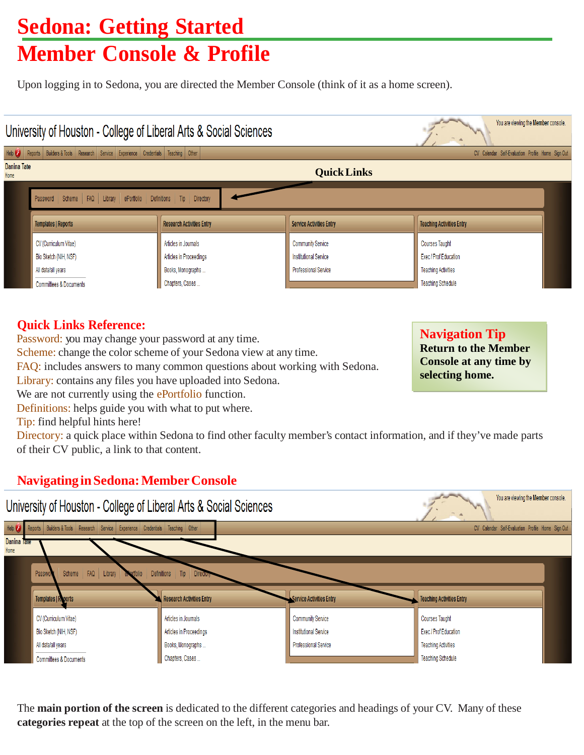# Sedona: Getting Started

# Member Console & Profile

Upon logging in to Sedona, you are directed the Member Console (think of it as a home screen).

## Quick Links Reference:

Password: you may change your password at any time.
Scheme: change the color scheme of your Sedona view at any time.
FAQ: includes answers to many common questions about working with Sedona.
Library: contains any files you have uploaded into Sedona.
We are not currently using the ePortfolio function.
Definitions: helps guide you with what to put where.
Tip: find helpful hints here!
Directory: a quick place within Sedona to find other faculty member's contact information, and if they've made parts of their CV public, a link to that content.

**Navigation Tip**

**Return to the Member Console at any time by selecting home.**

## Navigating in Sedona: Member Console

The **main portion of the screen** is dedicated to the different categories and headings of your CV. Many of these **categories repeat** at the top of the screen on the left, in the menu bar.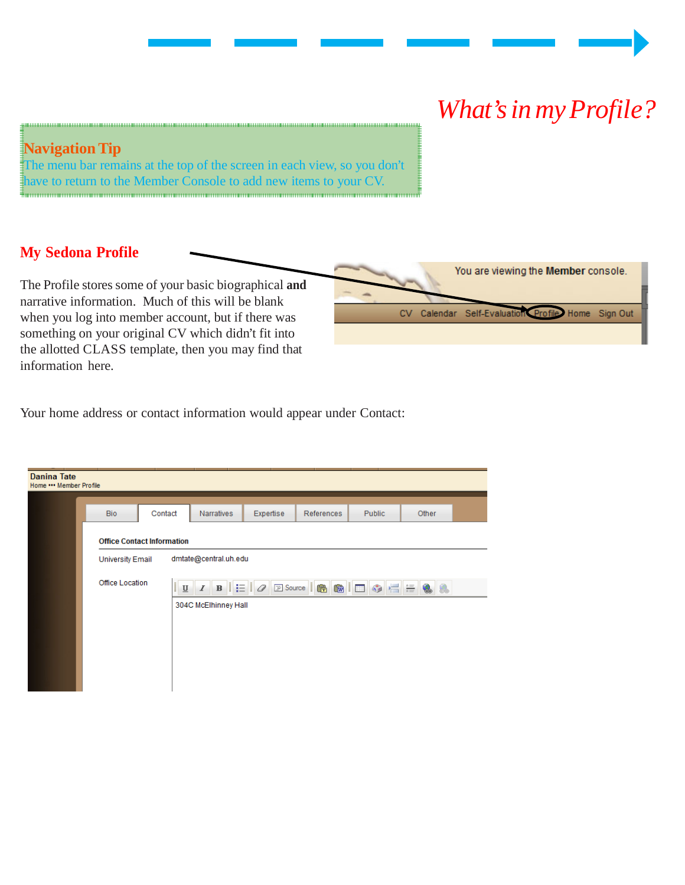# *What's in my Profile?*

**Navigation Tip**

The menu bar remains at the top of the screen in each view, so you don't have to return to the Member Console to add new items to your CV.

## My Sedona Profile

The Profile stores some of your basic biographical **and** narrative information. Much of this will be blank when you log into member account, but if there was something on your original CV which didn't fit into the allotted CLASS template, then you may find that information here.

Your home address or contact information would appear under Contact: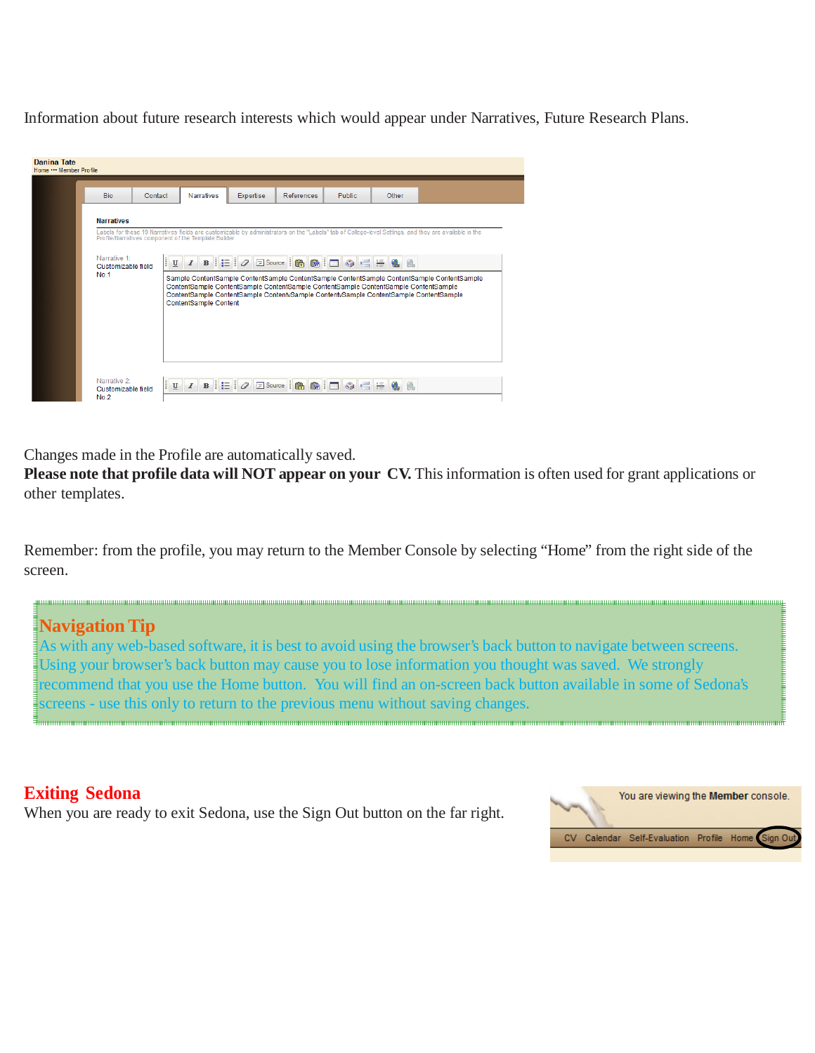Information about future research interests which would appear under Narratives, Future Research Plans.

Changes made in the Profile are automatically saved.

**Please note that profile data will NOT appear on your CV.** This information is often used for grant applications or other templates.

Remember: from the profile, you may return to the Member Console by selecting "Home" from the right side of the screen.

### Navigation Tip

As with any web-based software, it is best to avoid using the browser's back button to navigate between screens. Using your browser's back button may cause you to lose information you thought was saved. We strongly recommend that you use the Home button. You will find an on-screen back button available in some of Sedona's screens - use this only to return to the previous menu without saving changes.

## Exiting Sedona

When you are ready to exit Sedona, use the Sign Out button on the far right.